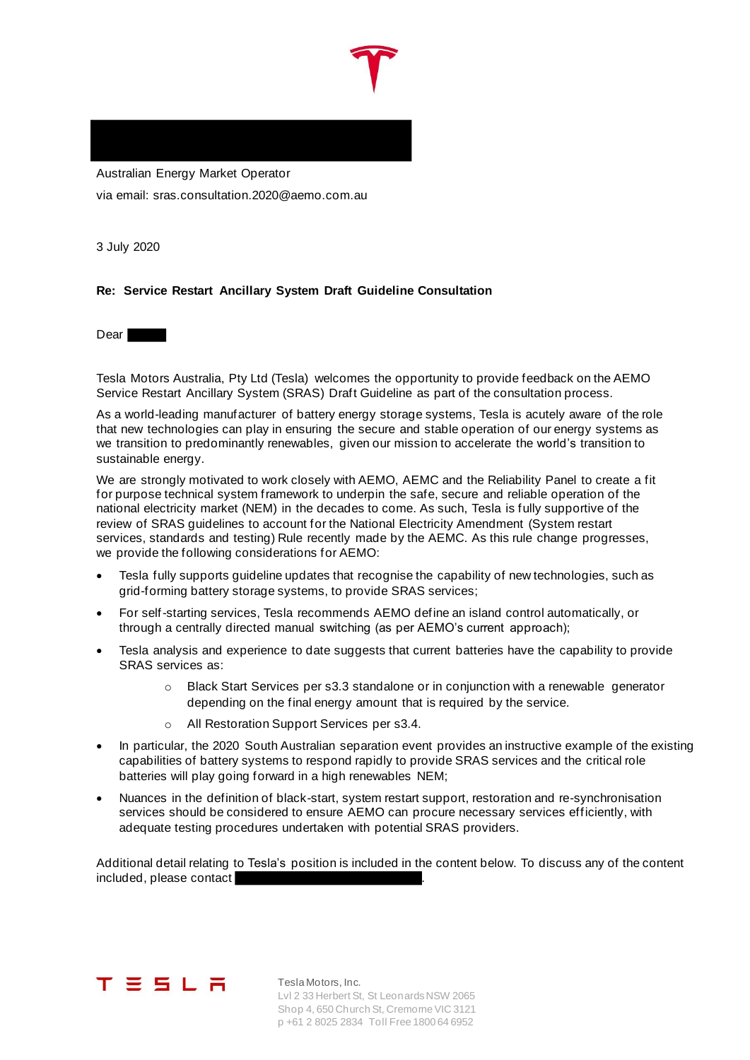Australian Energy Market Operator

via email: sras.consultation.2020@aemo.com.au

3 July 2020

**Re: Service Restart Ancillary System Draft Guideline Consultation**

Dear

Tesla Motors Australia, Pty Ltd (Tesla) welcomes the opportunity to provide feedback on the AEMO Service Restart Ancillary System (SRAS) Draft Guideline as part of the consultation process.

As a world-leading manufacturer of battery energy storage systems, Tesla is acutely aware of the role that new technologies can play in ensuring the secure and stable operation of our energy systems as we transition to predominantly renewables, given our mission to accelerate the world's transition to sustainable energy.

We are strongly motivated to work closely with AEMO, AEMC and the Reliability Panel to create a fit for purpose technical system framework to underpin the safe, secure and reliable operation of the national electricity market (NEM) in the decades to come. As such, Tesla is fully supportive of the review of SRAS guidelines to account for the National Electricity Amendment (System restart services, standards and testing) Rule recently made by the AEMC. As this rule change progresses, we provide the following considerations for AEMO:

- Tesla fully supports guideline updates that recognise the capability of new technologies, such as grid-forming battery storage systems, to provide SRAS services;
- For self-starting services, Tesla recommends AEMO define an island control automatically, or through a centrally directed manual switching (as per AEMO's current approach);
- Tesla analysis and experience to date suggests that current batteries have the capability to provide SRAS services as:
    - Black Start Services per s3.3 standalone or in conjunction with a renewable generator depending on the final energy amount that is required by the service.
    - All Restoration Support Services per s3.4.
- In particular, the 2020 South Australian separation event provides an instructive example of the existing capabilities of battery systems to respond rapidly to provide SRAS services and the critical role batteries will play going forward in a high renewables NEM;
- Nuances in the definition of black-start, system restart support, restoration and re-synchronisation services should be considered to ensure AEMO can procure necessary services efficiently, with adequate testing procedures undertaken with potential SRAS providers.

Additional detail relating to Tesla's position is included in the content below. To discuss any of the content included, please contact .

Tesla Motors, Inc.
Lvl 2 33 Herbert St, St Leonards NSW 2065
Shop 4, 650 Church St, Cremorne VIC 3121
p +61 2 8025 2834 Toll Free 1800 64 6952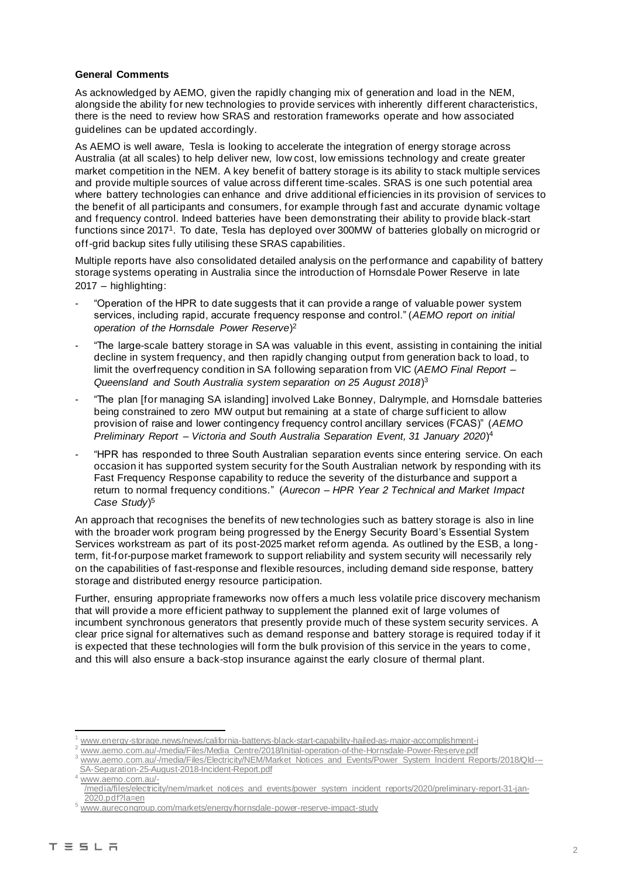**General Comments**

As acknowledged by AEMO, given the rapidly changing mix of generation and load in the NEM, alongside the ability for new technologies to provide services with inherently different characteristics, there is the need to review how SRAS and restoration frameworks operate and how associated guidelines can be updated accordingly.

As AEMO is well aware, Tesla is looking to accelerate the integration of energy storage across Australia (at all scales) to help deliver new, low cost, low emissions technology and create greater market competition in the NEM. A key benefit of battery storage is its ability to stack multiple services and provide multiple sources of value across different time-scales. SRAS is one such potential area where battery technologies can enhance and drive additional efficiencies in its provision of services to the benefit of all participants and consumers, for example through fast and accurate dynamic voltage and frequency control. Indeed batteries have been demonstrating their ability to provide black-start functions since 2017[1]. To date, Tesla has deployed over 300MW of batteries globally on microgrid or off-grid backup sites fully utilising these SRAS capabilities.

Multiple reports have also consolidated detailed analysis on the performance and capability of battery storage systems operating in Australia since the introduction of Hornsdale Power Reserve in late 2017 – highlighting:

- "Operation of the HPR to date suggests that it can provide a range of valuable power system services, including rapid, accurate frequency response and control." (*AEMO report on initial operation of the Hornsdale Power Reserve*)[2]
- "The large-scale battery storage in SA was valuable in this event, assisting in containing the initial decline in system frequency, and then rapidly changing output from generation back to load, to limit the overfrequency condition in SA following separation from VIC (*AEMO Final Report – Queensland and South Australia system separation on 25 August 2018*)[3]
- "The plan [for managing SA islanding] involved Lake Bonney, Dalrymple, and Hornsdale batteries being constrained to zero MW output but remaining at a state of charge sufficient to allow provision of raise and lower contingency frequency control ancillary services (FCAS)" (*AEMO Preliminary Report – Victoria and South Australia Separation Event, 31 January 2020*)[4]
- "HPR has responded to three South Australian separation events since entering service. On each occasion it has supported system security for the South Australian network by responding with its Fast Frequency Response capability to reduce the severity of the disturbance and support a return to normal frequency conditions." (*Aurecon – HPR Year 2 Technical and Market Impact Case Study*)[5]

An approach that recognises the benefits of new technologies such as battery storage is also in line with the broader work program being progressed by the Energy Security Board's Essential System Services workstream as part of its post-2025 market reform agenda. As outlined by the ESB, a long-term, fit-for-purpose market framework to support reliability and system security will necessarily rely on the capabilities of fast-response and flexible resources, including demand side response, battery storage and distributed energy resource participation.

Further, ensuring appropriate frameworks now offers a much less volatile price discovery mechanism that will provide a more efficient pathway to supplement the planned exit of large volumes of incumbent synchronous generators that presently provide much of these system security services. A clear price signal for alternatives such as demand response and battery storage is required today if it is expected that these technologies will form the bulk provision of this service in the years to come, and this will also ensure a back-stop insurance against the early closure of thermal plant.

---

[1] www.energy-storage.news/news/california-batterys-black-start-capability-hailed-as-major-accomplishment-i

[2] www.aemo.com.au/-/media/Files/Media_Centre/2018/Initial-operation-of-the-Hornsdale-Power-Reserve.pdf

[3] www.aemo.com.au/-/media/Files/Electricity/NEM/Market_Notices_and_Events/Power_System_Incident_Reports/2018/Qld---SA-Separation-25-August-2018-Incident-Report.pdf

[4] www.aemo.com.au/-/media/files/electricity/nem/market_notices_and_events/power_system_incident_reports/2020/preliminary-report-31-jan-2020.pdf?la=en

[5] www.aurecongroup.com/markets/energy/hornsdale-power-reserve-impact-study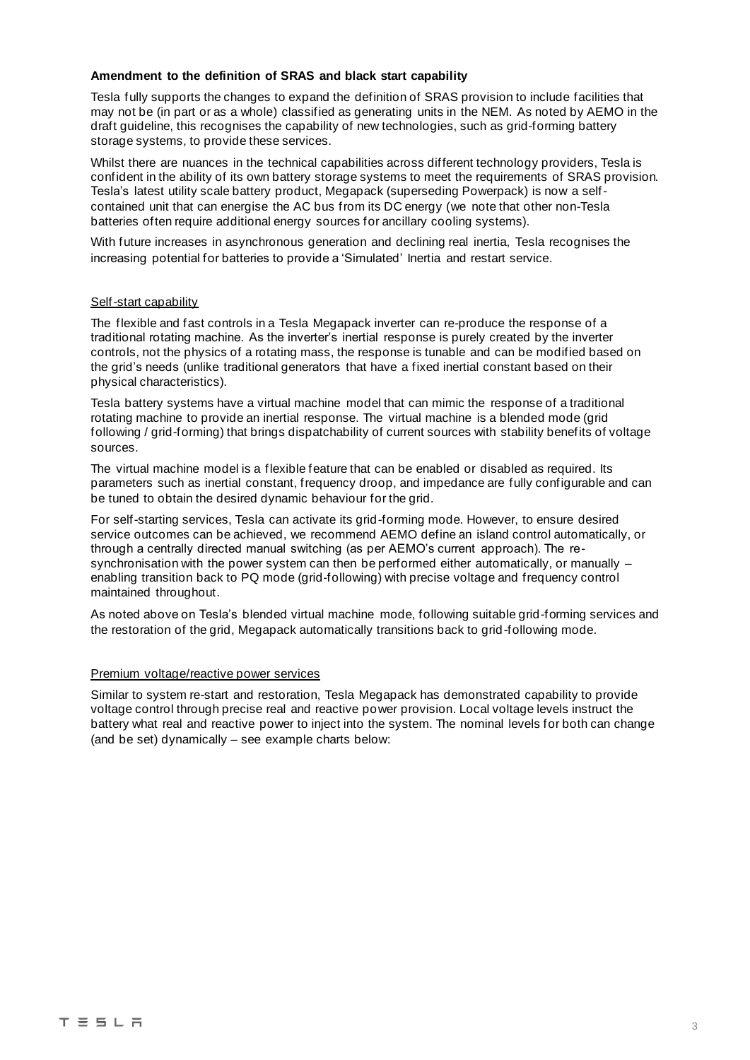**Amendment to the definition of SRAS and black start capability**

Tesla fully supports the changes to expand the definition of SRAS provision to include facilities that may not be (in part or as a whole) classified as generating units in the NEM. As noted by AEMO in the draft guideline, this recognises the capability of new technologies, such as grid-forming battery storage systems, to provide these services.

Whilst there are nuances in the technical capabilities across different technology providers, Tesla is confident in the ability of its own battery storage systems to meet the requirements of SRAS provision. Tesla's latest utility scale battery product, Megapack (superseding Powerpack) is now a self-contained unit that can energise the AC bus from its DC energy (we note that other non-Tesla batteries often require additional energy sources for ancillary cooling systems).

With future increases in asynchronous generation and declining real inertia, Tesla recognises the increasing potential for batteries to provide a 'Simulated' Inertia and restart service.

Self-start capability

The flexible and fast controls in a Tesla Megapack inverter can re-produce the response of a traditional rotating machine. As the inverter's inertial response is purely created by the inverter controls, not the physics of a rotating mass, the response is tunable and can be modified based on the grid's needs (unlike traditional generators that have a fixed inertial constant based on their physical characteristics).

Tesla battery systems have a virtual machine model that can mimic the response of a traditional rotating machine to provide an inertial response. The virtual machine is a blended mode (grid following / grid-forming) that brings dispatchability of current sources with stability benefits of voltage sources.

The virtual machine model is a flexible feature that can be enabled or disabled as required. Its parameters such as inertial constant, frequency droop, and impedance are fully configurable and can be tuned to obtain the desired dynamic behaviour for the grid.

For self-starting services, Tesla can activate its grid-forming mode. However, to ensure desired service outcomes can be achieved, we recommend AEMO define an island control automatically, or through a centrally directed manual switching (as per AEMO's current approach). The re-synchronisation with the power system can then be performed either automatically, or manually – enabling transition back to PQ mode (grid-following) with precise voltage and frequency control maintained throughout.

As noted above on Tesla's blended virtual machine mode, following suitable grid-forming services and the restoration of the grid, Megapack automatically transitions back to grid-following mode.

Premium voltage/reactive power services

Similar to system re-start and restoration, Tesla Megapack has demonstrated capability to provide voltage control through precise real and reactive power provision. Local voltage levels instruct the battery what real and reactive power to inject into the system. The nominal levels for both can change (and be set) dynamically – see example charts below: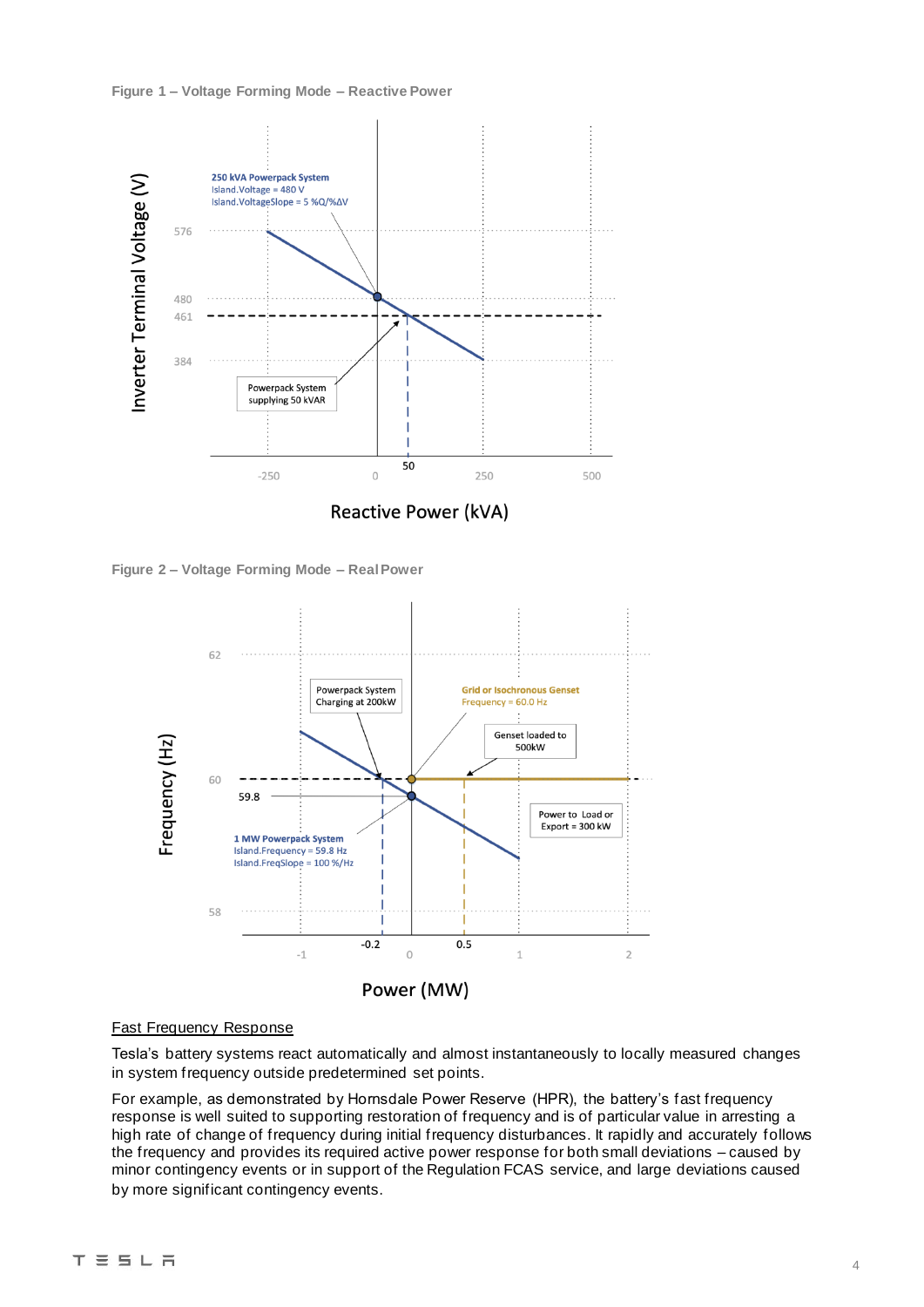Figure 1 – Voltage Forming Mode – Reactive Power

Figure 2 – Voltage Forming Mode – Real Power

## Fast Frequency Response

Tesla's battery systems react automatically and almost instantaneously to locally measured changes in system frequency outside predetermined set points.

For example, as demonstrated by Hornsdale Power Reserve (HPR), the battery's fast frequency response is well suited to supporting restoration of frequency and is of particular value in arresting a high rate of change of frequency during initial frequency disturbances. It rapidly and accurately follows the frequency and provides its required active power response for both small deviations – caused by minor contingency events or in support of the Regulation FCAS service, and large deviations caused by more significant contingency events.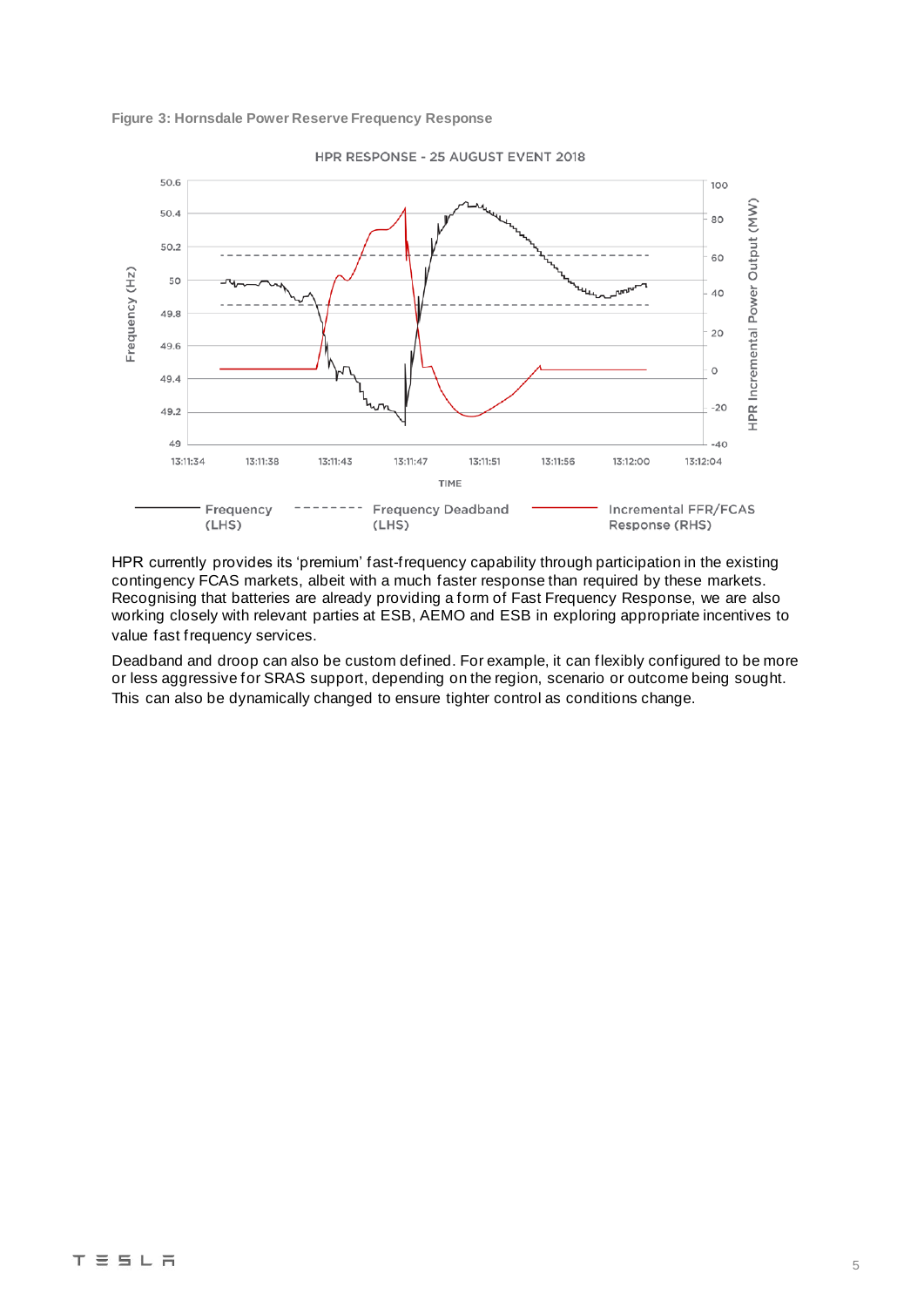**Figure 3: Hornsdale Power Reserve Frequency Response**

HPR currently provides its 'premium' fast-frequency capability through participation in the existing contingency FCAS markets, albeit with a much faster response than required by these markets. Recognising that batteries are already providing a form of Fast Frequency Response, we are also working closely with relevant parties at ESB, AEMO and ESB in exploring appropriate incentives to value fast frequency services.

Deadband and droop can also be custom defined. For example, it can flexibly configured to be more or less aggressive for SRAS support, depending on the region, scenario or outcome being sought. This can also be dynamically changed to ensure tighter control as conditions change.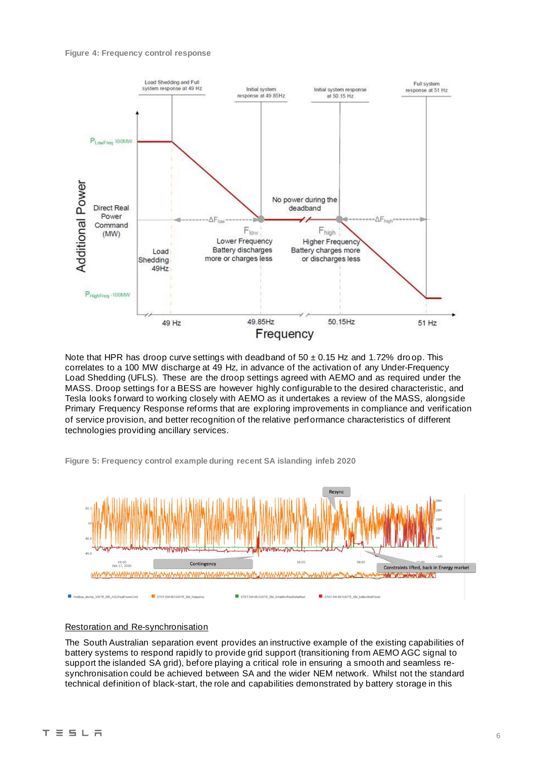**Figure 4: Frequency control response**

Note that HPR has droop curve settings with deadband of 50 ± 0.15 Hz and 1.72% droop. This correlates to a 100 MW discharge at 49 Hz, in advance of the activation of any Under-Frequency Load Shedding (UFLS). These are the droop settings agreed with AEMO and as required under the MASS. Droop settings for a BESS are however highly configurable to the desired characteristic, and Tesla looks forward to working closely with AEMO as it undertakes a review of the MASS, alongside Primary Frequency Response reforms that are exploring improvements in compliance and verification of service provision, and better recognition of the relative performance characteristics of different technologies providing ancillary services.

**Figure 5: Frequency control example during recent SA islanding infeb 2020**

Restoration and Re-synchronisation

The South Australian separation event provides an instructive example of the existing capabilities of battery systems to respond rapidly to provide grid support (transitioning from AEMO AGC signal to support the islanded SA grid), before playing a critical role in ensuring a smooth and seamless re-synchronisation could be achieved between SA and the wider NEM network. Whilst not the standard technical definition of black-start, the role and capabilities demonstrated by battery storage in this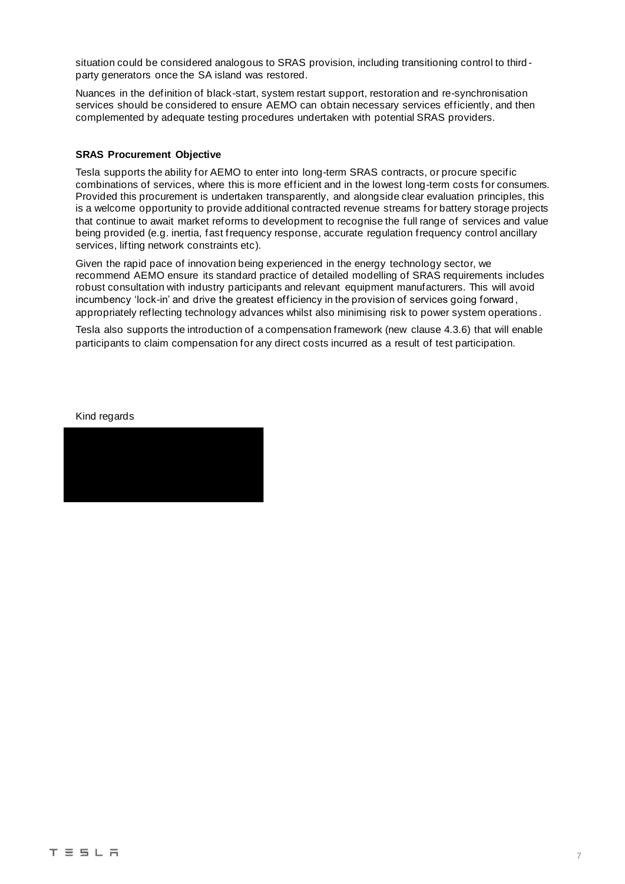situation could be considered analogous to SRAS provision, including transitioning control to third-party generators once the SA island was restored.

Nuances in the definition of black-start, system restart support, restoration and re-synchronisation services should be considered to ensure AEMO can obtain necessary services efficiently, and then complemented by adequate testing procedures undertaken with potential SRAS providers.

**SRAS Procurement Objective**

Tesla supports the ability for AEMO to enter into long-term SRAS contracts, or procure specific combinations of services, where this is more efficient and in the lowest long-term costs for consumers. Provided this procurement is undertaken transparently, and alongside clear evaluation principles, this is a welcome opportunity to provide additional contracted revenue streams for battery storage projects that continue to await market reforms to development to recognise the full range of services and value being provided (e.g. inertia, fast frequency response, accurate regulation frequency control ancillary services, lifting network constraints etc).

Given the rapid pace of innovation being experienced in the energy technology sector, we recommend AEMO ensure its standard practice of detailed modelling of SRAS requirements includes robust consultation with industry participants and relevant equipment manufacturers. This will avoid incumbency 'lock-in' and drive the greatest efficiency in the provision of services going forward, appropriately reflecting technology advances whilst also minimising risk to power system operations.

Tesla also supports the introduction of a compensation framework (new clause 4.3.6) that will enable participants to claim compensation for any direct costs incurred as a result of test participation.

Kind regards